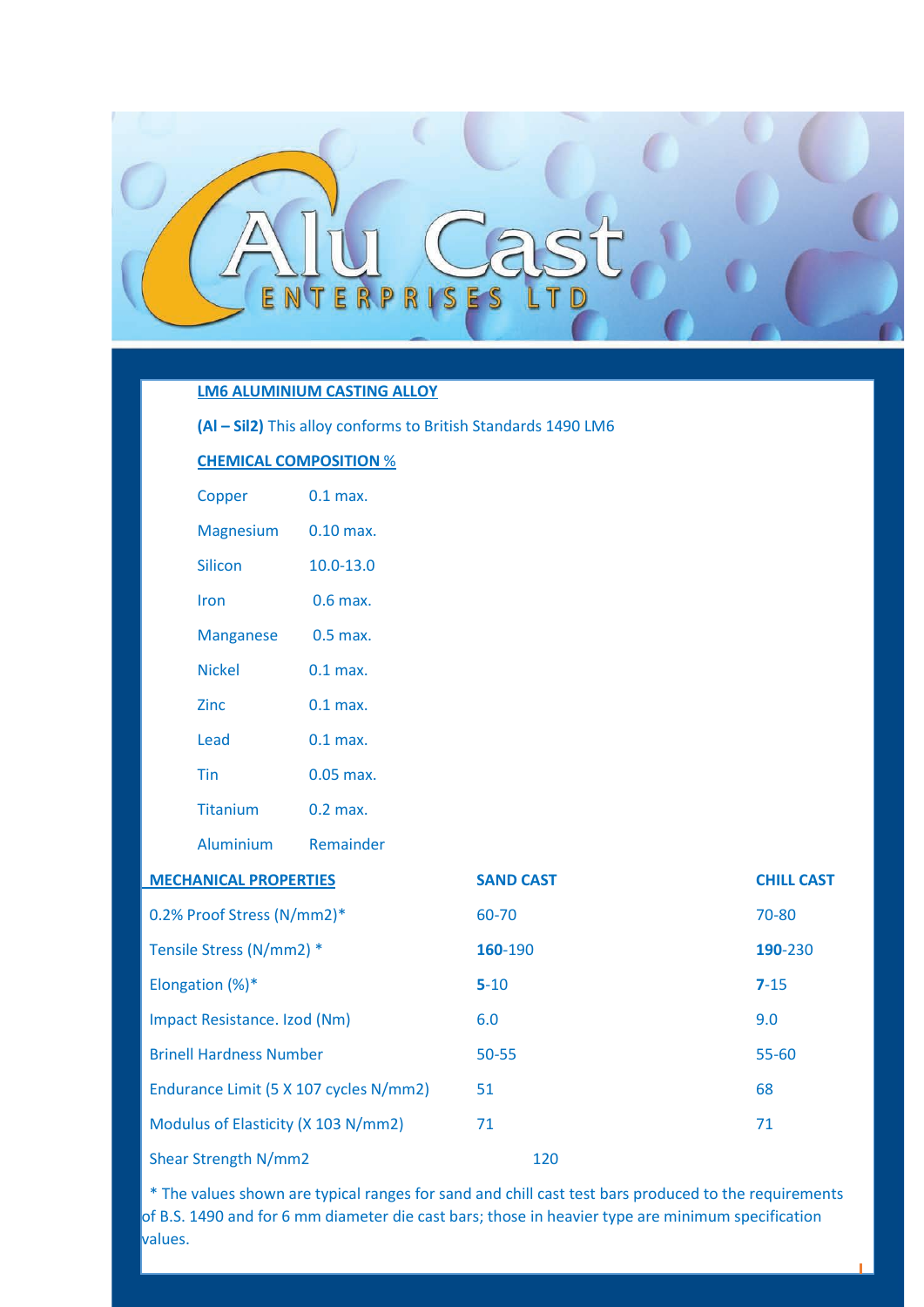# Alu Cast ENTERPRISES LTD

## LM6 ALUMINIUM CASTING ALLOY

**(Al – Sil2)** This alloy conforms to British Standards 1490 LM6

### CHEMICAL COMPOSITION %

| Element | % |
|---|---|
| Copper | 0.1 max. |
| Magnesium | 0.10 max. |
| Silicon | 10.0-13.0 |
| Iron | 0.6 max. |
| Manganese | 0.5 max. |
| Nickel | 0.1 max. |
| Zinc | 0.1 max. |
| Lead | 0.1 max. |
| Tin | 0.05 max. |
| Titanium | 0.2 max. |
| Aluminium | Remainder |

| MECHANICAL PROPERTIES | SAND CAST | CHILL CAST |
|---|---|---|
| 0.2% Proof Stress (N/mm2)* | 60-70 | 70-80 |
| Tensile Stress (N/mm2) * | **160**-190 | **190**-230 |
| Elongation (%)* | **5**-10 | **7**-15 |
| Impact Resistance. Izod (Nm) | 6.0 | 9.0 |
| Brinell Hardness Number | 50-55 | 55-60 |
| Endurance Limit (5 X 107 cycles N/mm2) | 51 | 68 |
| Modulus of Elasticity (X 103 N/mm2) | 71 | 71 |
| Shear Strength N/mm2 | 120 | |

* The values shown are typical ranges for sand and chill cast test bars produced to the requirements of B.S. 1490 and for 6 mm diameter die cast bars; those in heavier type are minimum specification values.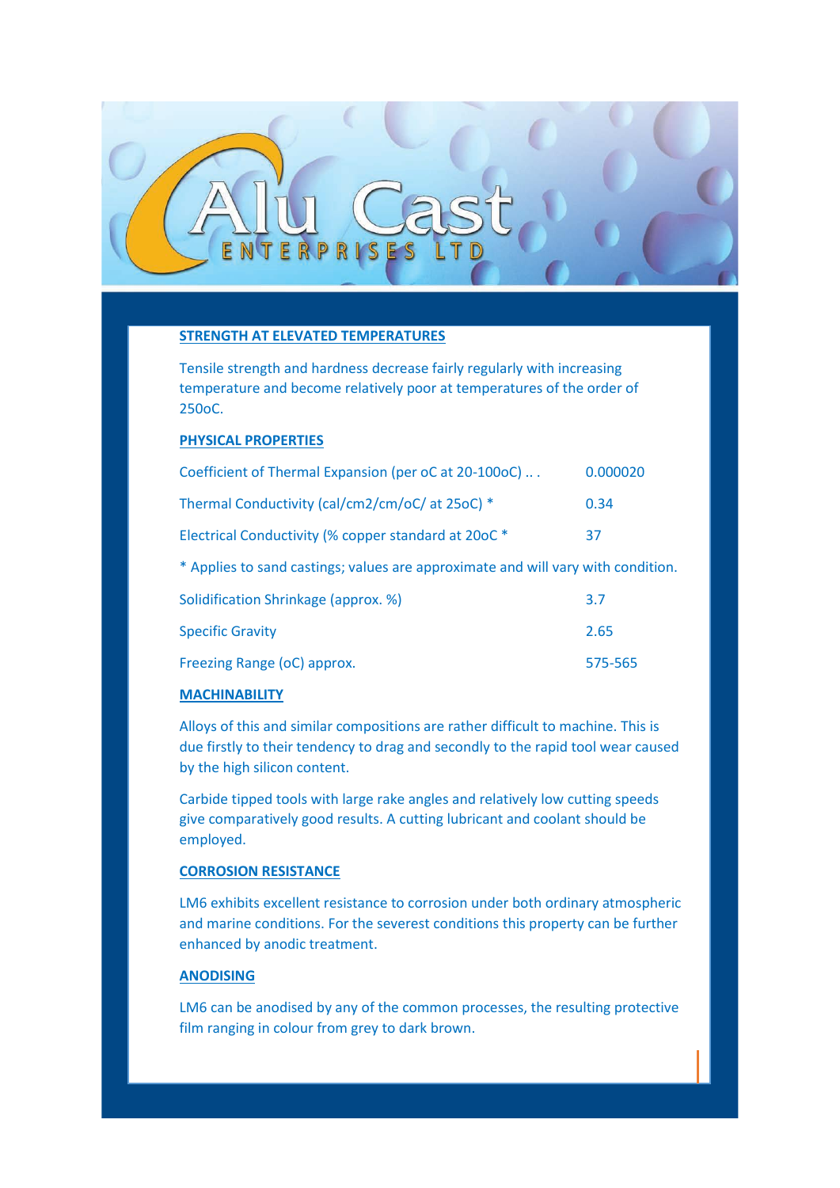## STRENGTH AT ELEVATED TEMPERATURES

Tensile strength and hardness decrease fairly regularly with increasing temperature and become relatively poor at temperatures of the order of 250oC.

## PHYSICAL PROPERTIES

| Property | Value |
|---|---|
| Coefficient of Thermal Expansion (per oC at 20-100oC) .. . | 0.000020 |
| Thermal Conductivity (cal/cm2/cm/oC/ at 25oC) * | 0.34 |
| Electrical Conductivity (% copper standard at 20oC * | 37 |

* Applies to sand castings; values are approximate and will vary with condition.

| Property | Value |
|---|---|
| Solidification Shrinkage (approx. %) | 3.7 |
| Specific Gravity | 2.65 |
| Freezing Range (oC) approx. | 575-565 |

## MACHINABILITY

Alloys of this and similar compositions are rather difficult to machine. This is due firstly to their tendency to drag and secondly to the rapid tool wear caused by the high silicon content.

Carbide tipped tools with large rake angles and relatively low cutting speeds give comparatively good results. A cutting lubricant and coolant should be employed.

## CORROSION RESISTANCE

LM6 exhibits excellent resistance to corrosion under both ordinary atmospheric and marine conditions. For the severest conditions this property can be further enhanced by anodic treatment.

## ANODISING

LM6 can be anodised by any of the common processes, the resulting protective film ranging in colour from grey to dark brown.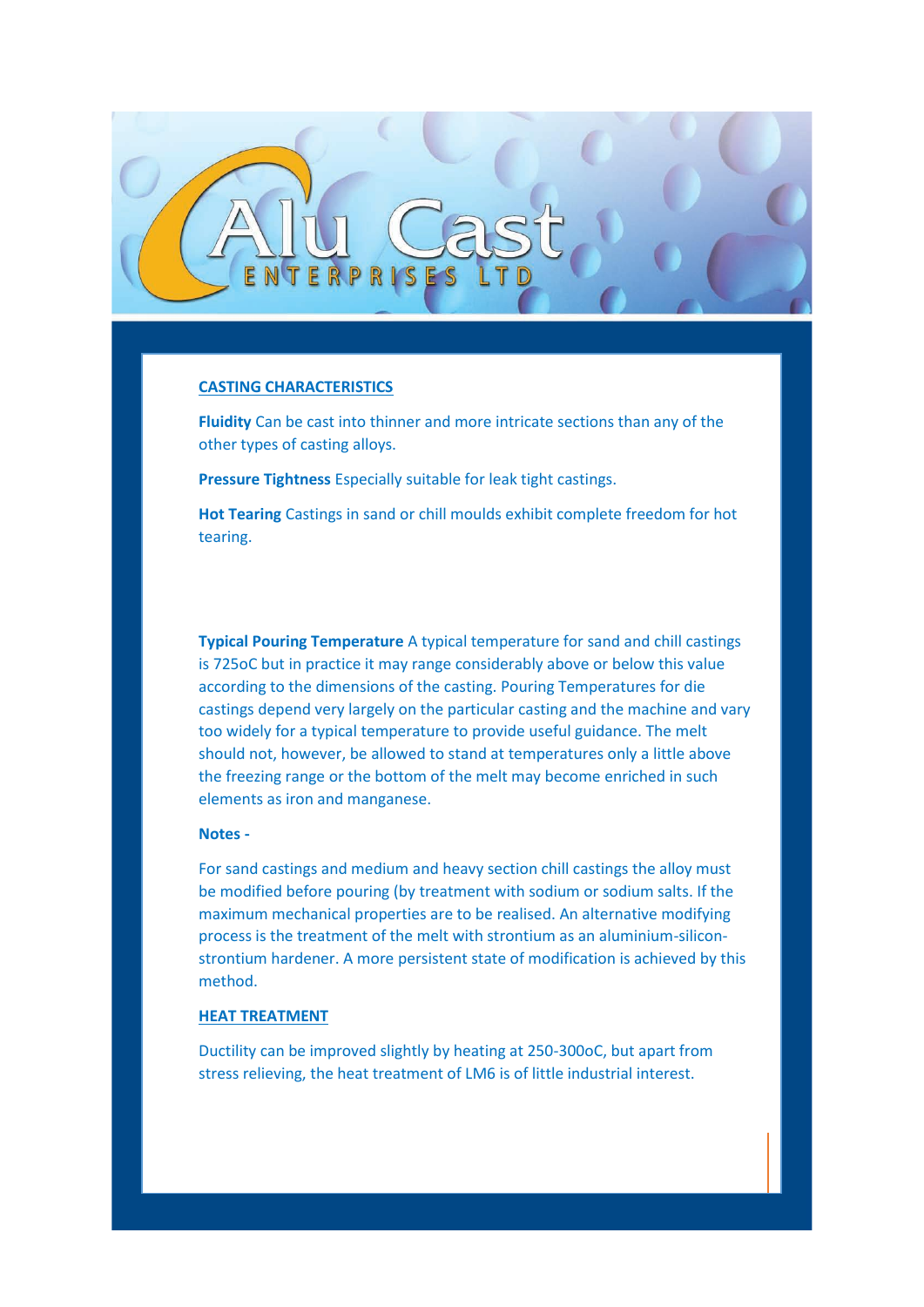## CASTING CHARACTERISTICS

**Fluidity** Can be cast into thinner and more intricate sections than any of the other types of casting alloys.

**Pressure Tightness** Especially suitable for leak tight castings.

**Hot Tearing** Castings in sand or chill moulds exhibit complete freedom for hot tearing.

**Typical Pouring Temperature** A typical temperature for sand and chill castings is 725oC but in practice it may range considerably above or below this value according to the dimensions of the casting. Pouring Temperatures for die castings depend very largely on the particular casting and the machine and vary too widely for a typical temperature to provide useful guidance. The melt should not, however, be allowed to stand at temperatures only a little above the freezing range or the bottom of the melt may become enriched in such elements as iron and manganese.

**Notes -**

For sand castings and medium and heavy section chill castings the alloy must be modified before pouring (by treatment with sodium or sodium salts. If the maximum mechanical properties are to be realised. An alternative modifying process is the treatment of the melt with strontium as an aluminium-silicon-strontium hardener. A more persistent state of modification is achieved by this method.

## HEAT TREATMENT

Ductility can be improved slightly by heating at 250-300oC, but apart from stress relieving, the heat treatment of LM6 is of little industrial interest.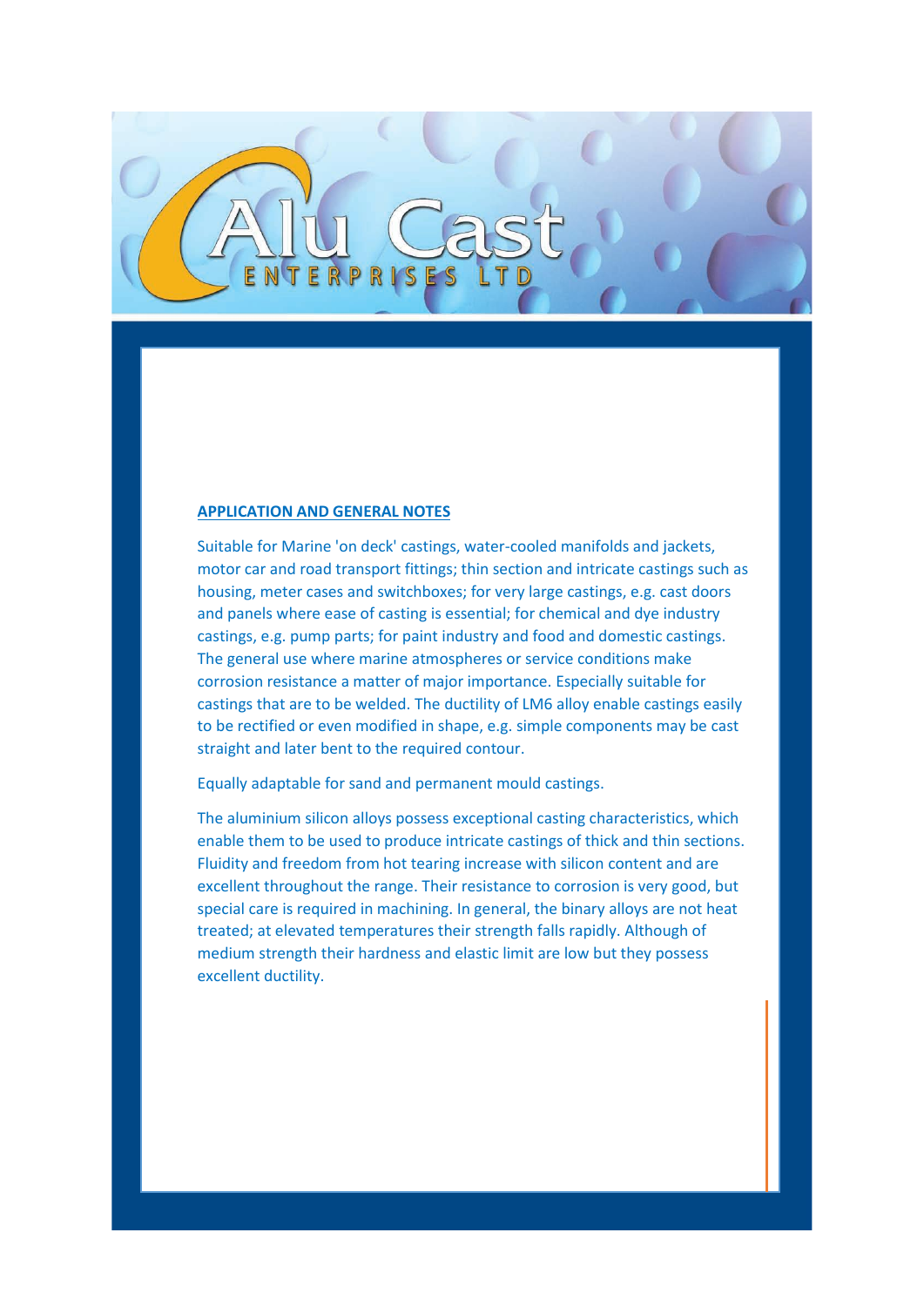## APPLICATION AND GENERAL NOTES

Suitable for Marine 'on deck' castings, water-cooled manifolds and jackets, motor car and road transport fittings; thin section and intricate castings such as housing, meter cases and switchboxes; for very large castings, e.g. cast doors and panels where ease of casting is essential; for chemical and dye industry castings, e.g. pump parts; for paint industry and food and domestic castings. The general use where marine atmospheres or service conditions make corrosion resistance a matter of major importance. Especially suitable for castings that are to be welded. The ductility of LM6 alloy enable castings easily to be rectified or even modified in shape, e.g. simple components may be cast straight and later bent to the required contour.

Equally adaptable for sand and permanent mould castings.

The aluminium silicon alloys possess exceptional casting characteristics, which enable them to be used to produce intricate castings of thick and thin sections. Fluidity and freedom from hot tearing increase with silicon content and are excellent throughout the range. Their resistance to corrosion is very good, but special care is required in machining. In general, the binary alloys are not heat treated; at elevated temperatures their strength falls rapidly. Although of medium strength their hardness and elastic limit are low but they possess excellent ductility.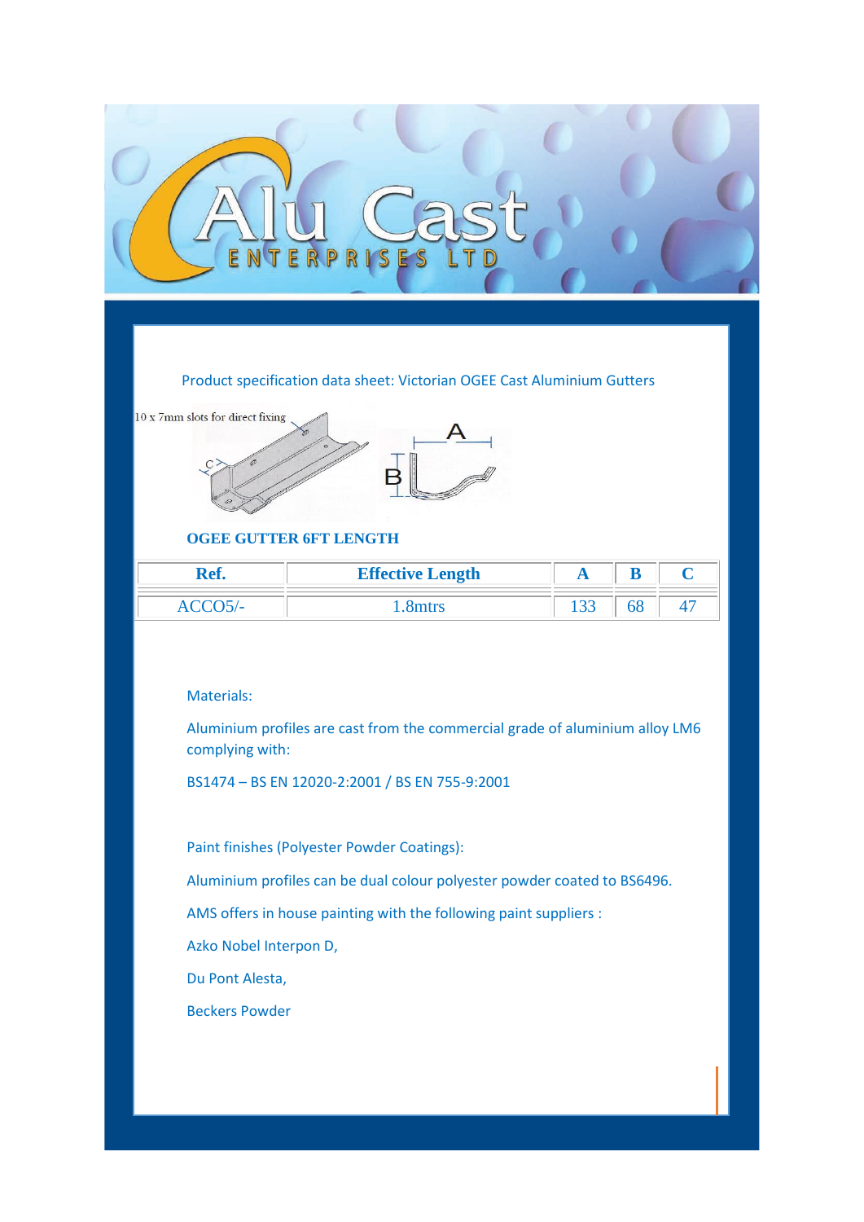Alu Cast ENTERPRISES LTD

Product specification data sheet: Victorian OGEE Cast Aluminium Gutters

10 x 7mm slots for direct fixing

**OGEE GUTTER 6FT LENGTH**

| Ref. | Effective Length | A | B | C |
|---|---|---|---|---|
| ACCO5/- | 1.8mtrs | 133 | 68 | 47 |

Materials:

Aluminium profiles are cast from the commercial grade of aluminium alloy LM6 complying with:

BS1474 – BS EN 12020-2:2001 / BS EN 755-9:2001

Paint finishes (Polyester Powder Coatings):

Aluminium profiles can be dual colour polyester powder coated to BS6496.

AMS offers in house painting with the following paint suppliers :

Azko Nobel Interpon D,

Du Pont Alesta,

Beckers Powder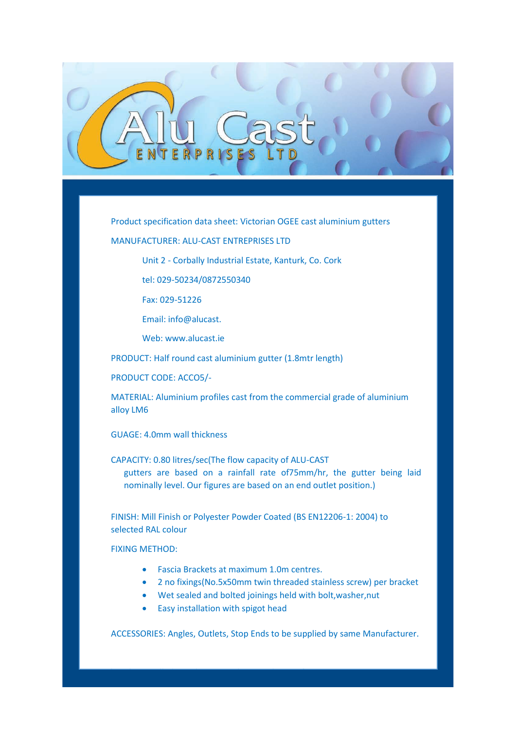Alu Cast
ENTERPRISES LTD

Product specification data sheet: Victorian OGEE cast aluminium gutters

MANUFACTURER: ALU-CAST ENTREPRISES LTD

Unit 2 - Corbally Industrial Estate, Kanturk, Co. Cork

tel: 029-50234/0872550340

Fax: 029-51226

Email: info@alucast.

Web: www.alucast.ie

PRODUCT: Half round cast aluminium gutter (1.8mtr length)

PRODUCT CODE: ACCO5/-

MATERIAL: Aluminium profiles cast from the commercial grade of aluminium alloy LM6

GUAGE: 4.0mm wall thickness

CAPACITY: 0.80 litres/sec(The flow capacity of ALU-CAST gutters are based on a rainfall rate of75mm/hr, the gutter being laid nominally level. Our figures are based on an end outlet position.)

FINISH: Mill Finish or Polyester Powder Coated (BS EN12206-1: 2004) to selected RAL colour

FIXING METHOD:

- Fascia Brackets at maximum 1.0m centres.
- 2 no fixings(No.5x50mm twin threaded stainless screw) per bracket
- Wet sealed and bolted joinings held with bolt,washer,nut
- Easy installation with spigot head

ACCESSORIES: Angles, Outlets, Stop Ends to be supplied by same Manufacturer.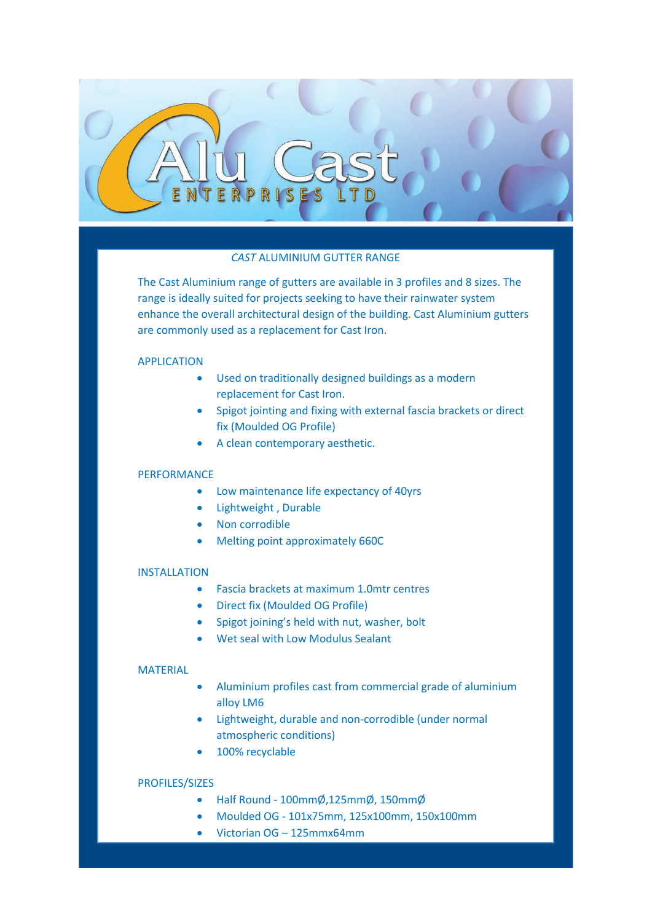# Alu Cast
ENTERPRISES LTD

## *CAST* ALUMINIUM GUTTER RANGE

The Cast Aluminium range of gutters are available in 3 profiles and 8 sizes. The range is ideally suited for projects seeking to have their rainwater system enhance the overall architectural design of the building. Cast Aluminium gutters are commonly used as a replacement for Cast Iron.

### APPLICATION

- Used on traditionally designed buildings as a modern replacement for Cast Iron.
- Spigot jointing and fixing with external fascia brackets or direct fix (Moulded OG Profile)
- A clean contemporary aesthetic.

### PERFORMANCE

- Low maintenance life expectancy of 40yrs
- Lightweight , Durable
- Non corrodible
- Melting point approximately 660C

### INSTALLATION

- Fascia brackets at maximum 1.0mtr centres
- Direct fix (Moulded OG Profile)
- Spigot joining's held with nut, washer, bolt
- Wet seal with Low Modulus Sealant

### MATERIAL

- Aluminium profiles cast from commercial grade of aluminium alloy LM6
- Lightweight, durable and non-corrodible (under normal atmospheric conditions)
- 100% recyclable

### PROFILES/SIZES

- Half Round - 100mmØ,125mmØ, 150mmØ
- Moulded OG - 101x75mm, 125x100mm, 150x100mm
- Victorian OG – 125mmx64mm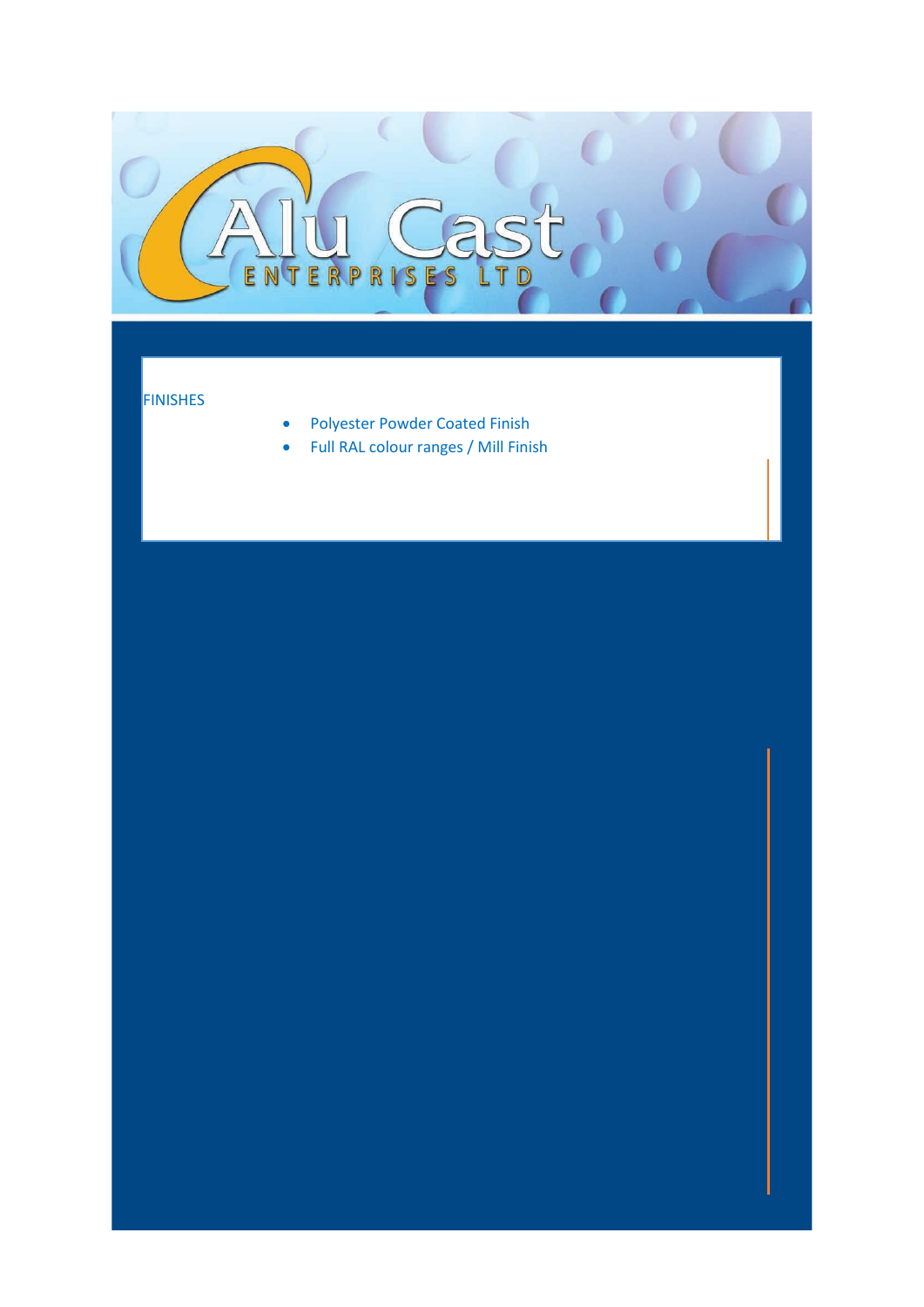Alu Cast

ENTERPRISES LTD

FINISHES

- Polyester Powder Coated Finish
- Full RAL colour ranges / Mill Finish